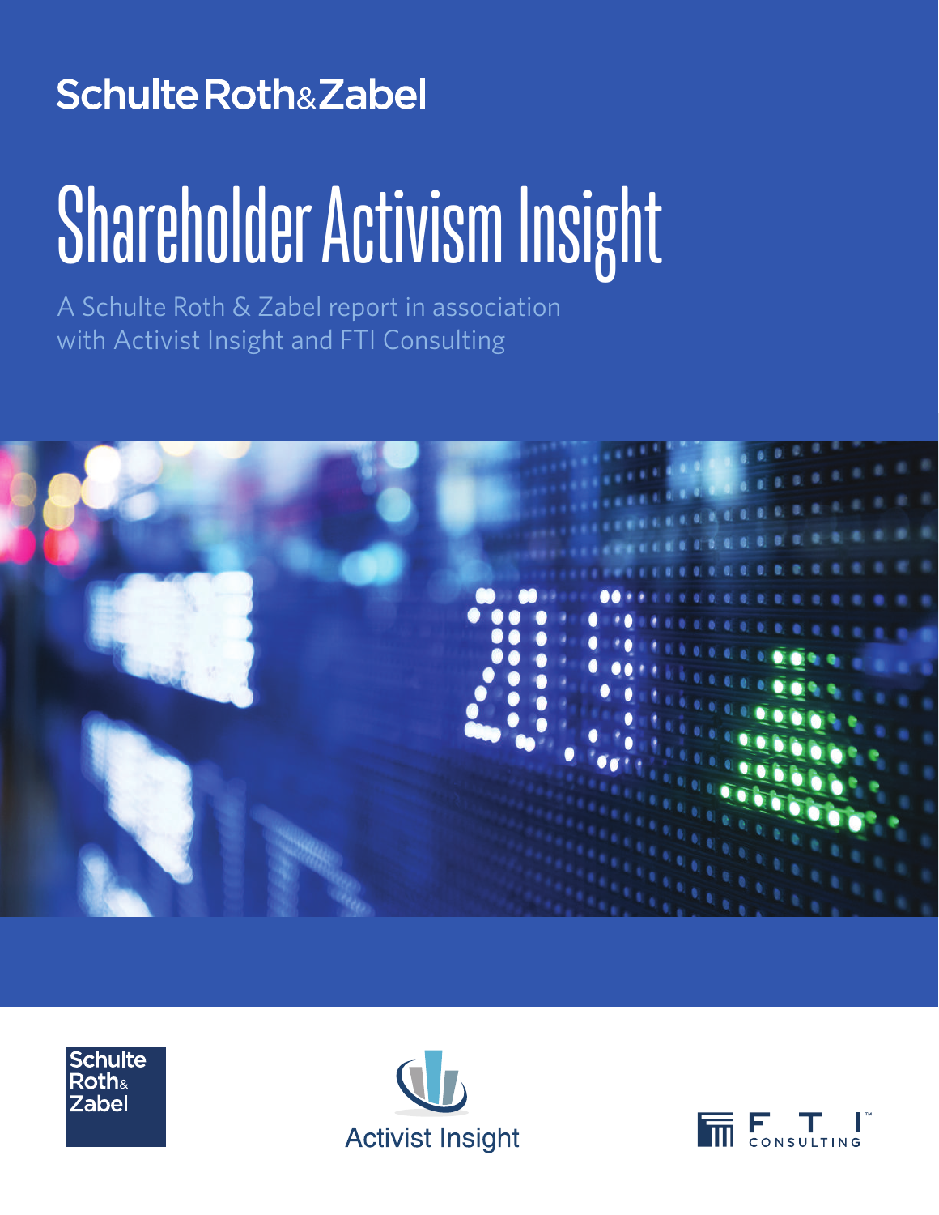Schulte Roth & Zabel

# Shareholder Activism Insight

A Schulte Roth & Zabel report in association with Activist Insight and FTI Consulting

Schulte Roth & Zabel

Activist Insight

FTI Consulting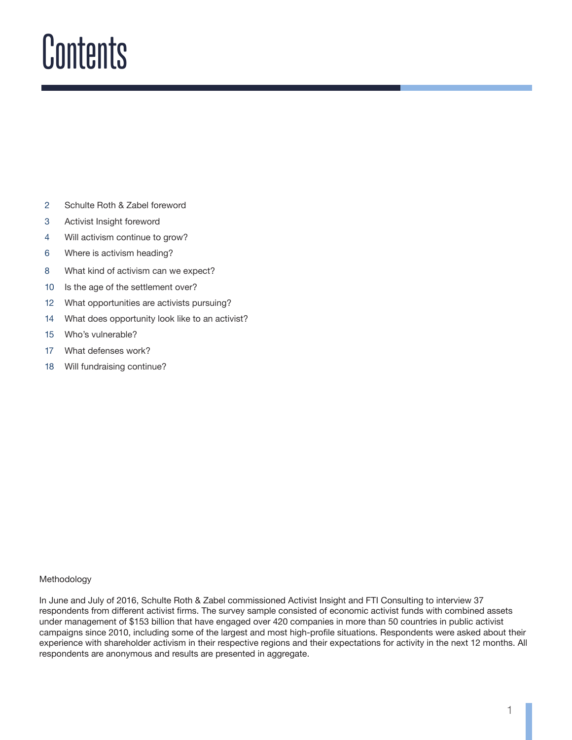# Contents

- 2 Schulte Roth & Zabel foreword
- 3 Activist Insight foreword
- 4 Will activism continue to grow?
- 6 Where is activism heading?
- 8 What kind of activism can we expect?
- 10 Is the age of the settlement over?
- 12 What opportunities are activists pursuing?
- 14 What does opportunity look like to an activist?
- 15 Who's vulnerable?
- 17 What defenses work?
- 18 Will fundraising continue?

Methodology

In June and July of 2016, Schulte Roth & Zabel commissioned Activist Insight and FTI Consulting to interview 37 respondents from different activist firms. The survey sample consisted of economic activist funds with combined assets under management of $153 billion that have engaged over 420 companies in more than 50 countries in public activist campaigns since 2010, including some of the largest and most high-profile situations. Respondents were asked about their experience with shareholder activism in their respective regions and their expectations for activity in the next 12 months. All respondents are anonymous and results are presented in aggregate.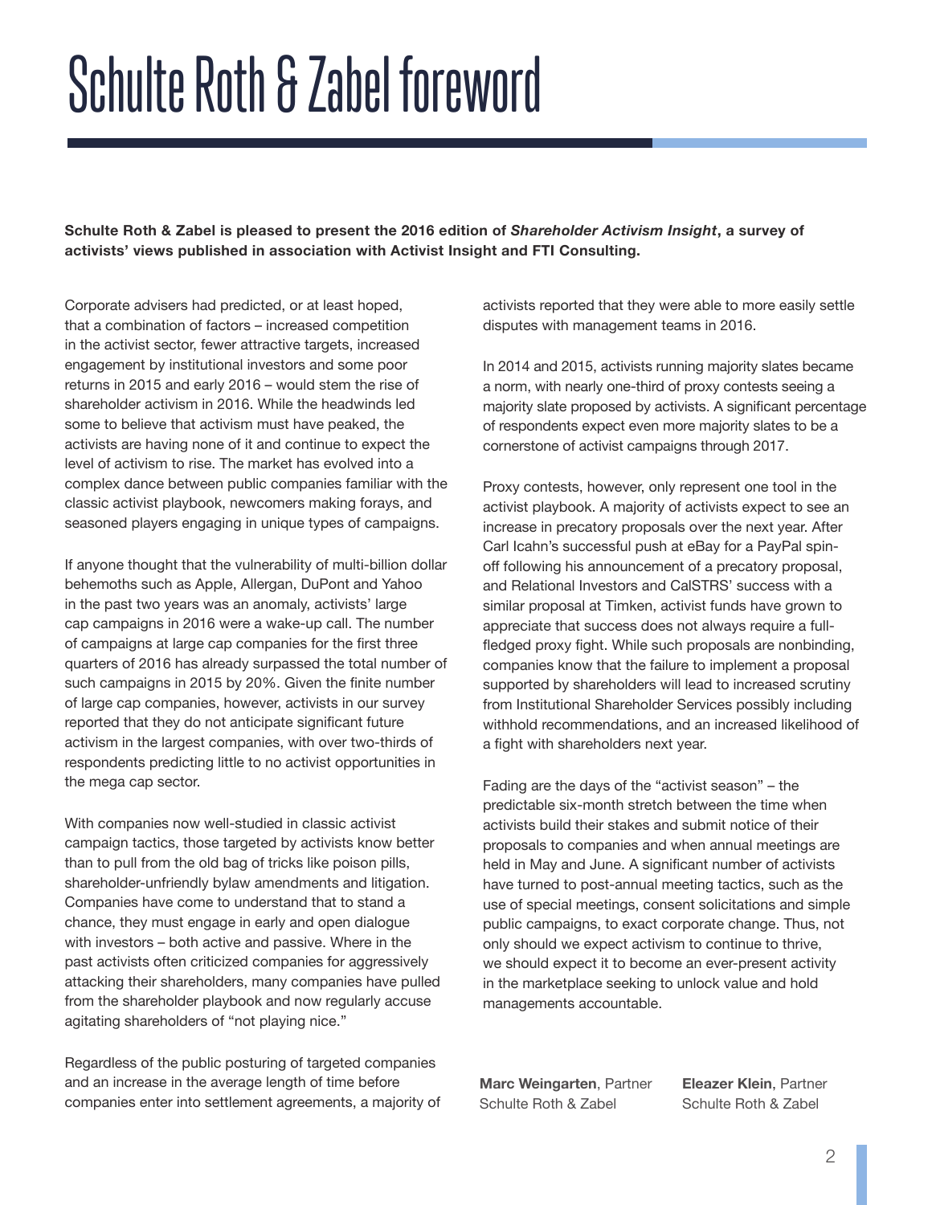# Schulte Roth & Zabel foreword

**Schulte Roth & Zabel is pleased to present the 2016 edition of *Shareholder Activism Insight*, a survey of activists' views published in association with Activist Insight and FTI Consulting.**

Corporate advisers had predicted, or at least hoped, that a combination of factors – increased competition in the activist sector, fewer attractive targets, increased engagement by institutional investors and some poor returns in 2015 and early 2016 – would stem the rise of shareholder activism in 2016. While the headwinds led some to believe that activism must have peaked, the activists are having none of it and continue to expect the level of activism to rise. The market has evolved into a complex dance between public companies familiar with the classic activist playbook, newcomers making forays, and seasoned players engaging in unique types of campaigns.

If anyone thought that the vulnerability of multi-billion dollar behemoths such as Apple, Allergan, DuPont and Yahoo in the past two years was an anomaly, activists' large cap campaigns in 2016 were a wake-up call. The number of campaigns at large cap companies for the first three quarters of 2016 has already surpassed the total number of such campaigns in 2015 by 20%. Given the finite number of large cap companies, however, activists in our survey reported that they do not anticipate significant future activism in the largest companies, with over two-thirds of respondents predicting little to no activist opportunities in the mega cap sector.

With companies now well-studied in classic activist campaign tactics, those targeted by activists know better than to pull from the old bag of tricks like poison pills, shareholder-unfriendly bylaw amendments and litigation. Companies have come to understand that to stand a chance, they must engage in early and open dialogue with investors – both active and passive. Where in the past activists often criticized companies for aggressively attacking their shareholders, many companies have pulled from the shareholder playbook and now regularly accuse agitating shareholders of "not playing nice."

Regardless of the public posturing of targeted companies and an increase in the average length of time before companies enter into settlement agreements, a majority of activists reported that they were able to more easily settle disputes with management teams in 2016.

In 2014 and 2015, activists running majority slates became a norm, with nearly one-third of proxy contests seeing a majority slate proposed by activists. A significant percentage of respondents expect even more majority slates to be a cornerstone of activist campaigns through 2017.

Proxy contests, however, only represent one tool in the activist playbook. A majority of activists expect to see an increase in precatory proposals over the next year. After Carl Icahn's successful push at eBay for a PayPal spin-off following his announcement of a precatory proposal, and Relational Investors and CalSTRS' success with a similar proposal at Timken, activist funds have grown to appreciate that success does not always require a full-fledged proxy fight. While such proposals are nonbinding, companies know that the failure to implement a proposal supported by shareholders will lead to increased scrutiny from Institutional Shareholder Services possibly including withhold recommendations, and an increased likelihood of a fight with shareholders next year.

Fading are the days of the "activist season" – the predictable six-month stretch between the time when activists build their stakes and submit notice of their proposals to companies and when annual meetings are held in May and June. A significant number of activists have turned to post-annual meeting tactics, such as the use of special meetings, consent solicitations and simple public campaigns, to exact corporate change. Thus, not only should we expect activism to continue to thrive, we should expect it to become an ever-present activity in the marketplace seeking to unlock value and hold managements accountable.

**Marc Weingarten**, Partner
Schulte Roth & Zabel

**Eleazer Klein**, Partner
Schulte Roth & Zabel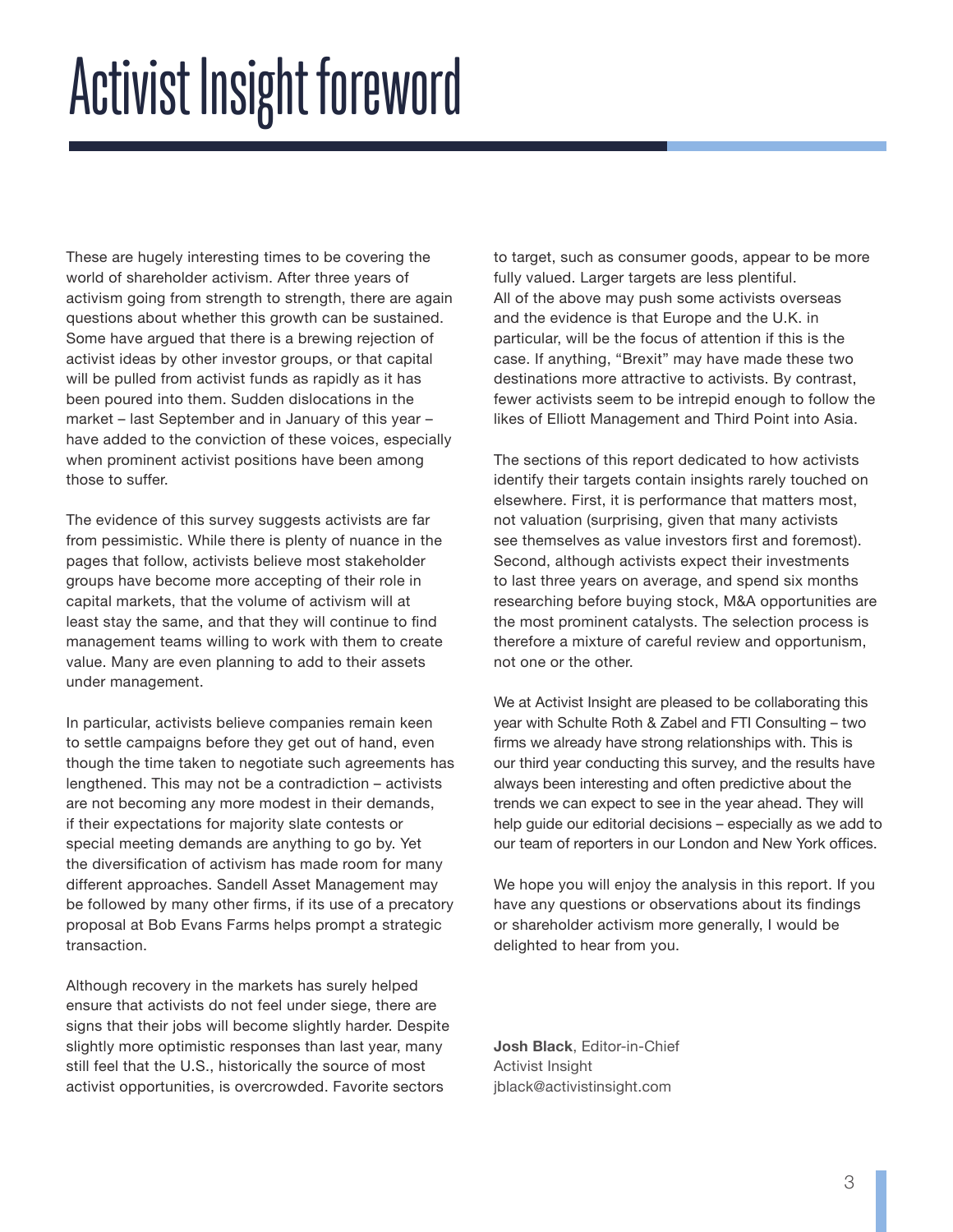# Activist Insight foreword

These are hugely interesting times to be covering the world of shareholder activism. After three years of activism going from strength to strength, there are again questions about whether this growth can be sustained. Some have argued that there is a brewing rejection of activist ideas by other investor groups, or that capital will be pulled from activist funds as rapidly as it has been poured into them. Sudden dislocations in the market – last September and in January of this year – have added to the conviction of these voices, especially when prominent activist positions have been among those to suffer.

The evidence of this survey suggests activists are far from pessimistic. While there is plenty of nuance in the pages that follow, activists believe most stakeholder groups have become more accepting of their role in capital markets, that the volume of activism will at least stay the same, and that they will continue to find management teams willing to work with them to create value. Many are even planning to add to their assets under management.

In particular, activists believe companies remain keen to settle campaigns before they get out of hand, even though the time taken to negotiate such agreements has lengthened. This may not be a contradiction – activists are not becoming any more modest in their demands, if their expectations for majority slate contests or special meeting demands are anything to go by. Yet the diversification of activism has made room for many different approaches. Sandell Asset Management may be followed by many other firms, if its use of a precatory proposal at Bob Evans Farms helps prompt a strategic transaction.

Although recovery in the markets has surely helped ensure that activists do not feel under siege, there are signs that their jobs will become slightly harder. Despite slightly more optimistic responses than last year, many still feel that the U.S., historically the source of most activist opportunities, is overcrowded. Favorite sectors to target, such as consumer goods, appear to be more fully valued. Larger targets are less plentiful. All of the above may push some activists overseas and the evidence is that Europe and the U.K. in particular, will be the focus of attention if this is the case. If anything, "Brexit" may have made these two destinations more attractive to activists. By contrast, fewer activists seem to be intrepid enough to follow the likes of Elliott Management and Third Point into Asia.

The sections of this report dedicated to how activists identify their targets contain insights rarely touched on elsewhere. First, it is performance that matters most, not valuation (surprising, given that many activists see themselves as value investors first and foremost). Second, although activists expect their investments to last three years on average, and spend six months researching before buying stock, M&A opportunities are the most prominent catalysts. The selection process is therefore a mixture of careful review and opportunism, not one or the other.

We at Activist Insight are pleased to be collaborating this year with Schulte Roth & Zabel and FTI Consulting – two firms we already have strong relationships with. This is our third year conducting this survey, and the results have always been interesting and often predictive about the trends we can expect to see in the year ahead. They will help guide our editorial decisions – especially as we add to our team of reporters in our London and New York offices.

We hope you will enjoy the analysis in this report. If you have any questions or observations about its findings or shareholder activism more generally, I would be delighted to hear from you.

**Josh Black**, Editor-in-Chief
Activist Insight
jblack@activistinsight.com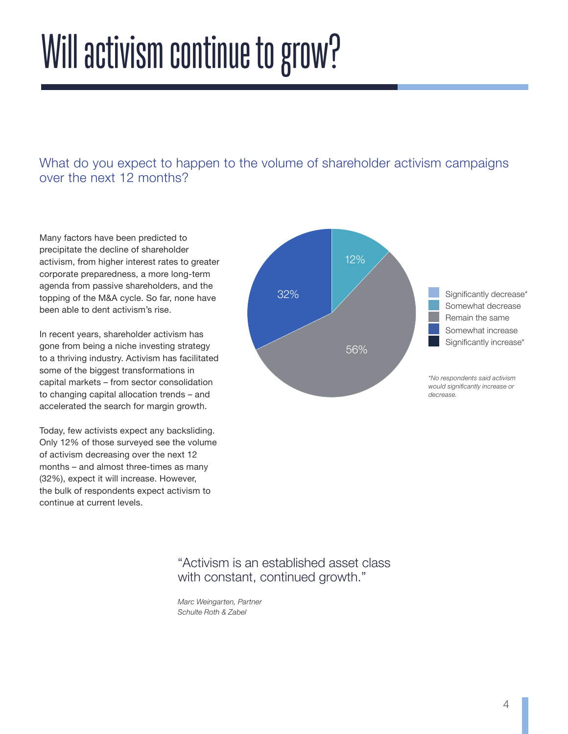# Will activism continue to grow?

## What do you expect to happen to the volume of shareholder activism campaigns over the next 12 months?

Many factors have been predicted to precipitate the decline of shareholder activism, from higher interest rates to greater corporate preparedness, a more long-term agenda from passive shareholders, and the topping of the M&A cycle. So far, none have been able to dent activism's rise.

In recent years, shareholder activism has gone from being a niche investing strategy to a thriving industry. Activism has facilitated some of the biggest transformations in capital markets – from sector consolidation to changing capital allocation trends – and accelerated the search for margin growth.

Today, few activists expect any backsliding. Only 12% of those surveyed see the volume of activism decreasing over the next 12 months – and almost three-times as many (32%), expect it will increase. However, the bulk of respondents expect activism to continue at current levels.

| Response | % |
|---|---|
| Significantly decrease* | |
| Somewhat decrease | 12% |
| Remain the same | 56% |
| Somewhat increase | 32% |
| Significantly increase* | |

*\*No respondents said activism would significantly increase or decrease.*

> "Activism is an established asset class with constant, continued growth."
>
> *Marc Weingarten, Partner*
> *Schulte Roth & Zabel*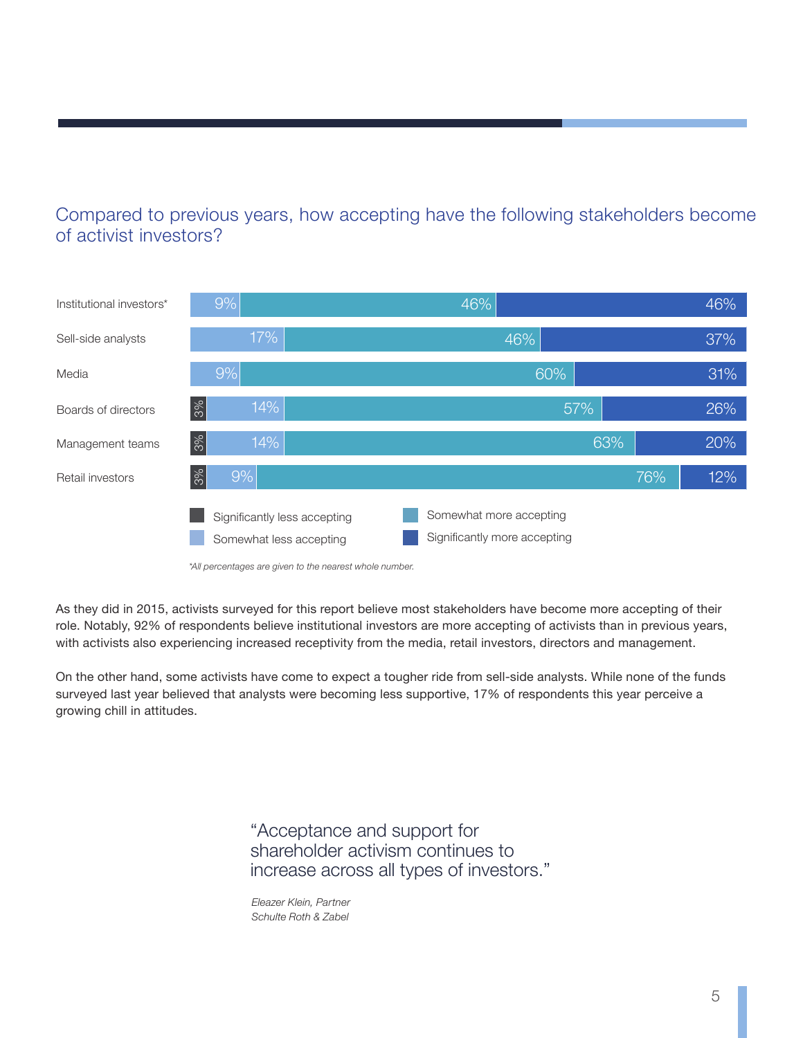## Compared to previous years, how accepting have the following stakeholders become of activist investors?

| | Significantly less accepting | Somewhat less accepting | Somewhat more accepting | Significantly more accepting |
|---|---|---|---|---|
| Institutional investors* | | 9% | 46% | 46% |
| Sell-side analysts | | 17% | 46% | 37% |
| Media | | 9% | 60% | 31% |
| Boards of directors | 3% | 14% | 57% | 26% |
| Management teams | 3% | 14% | 63% | 20% |
| Retail investors | 3% | 9% | 76% | 12% |

*\*All percentages are given to the nearest whole number.*

As they did in 2015, activists surveyed for this report believe most stakeholders have become more accepting of their role. Notably, 92% of respondents believe institutional investors are more accepting of activists than in previous years, with activists also experiencing increased receptivity from the media, retail investors, directors and management.

On the other hand, some activists have come to expect a tougher ride from sell-side analysts. While none of the funds surveyed last year believed that analysts were becoming less supportive, 17% of respondents this year perceive a growing chill in attitudes.

> "Acceptance and support for shareholder activism continues to increase across all types of investors."
>
> *Eleazer Klein, Partner*
> *Schulte Roth & Zabel*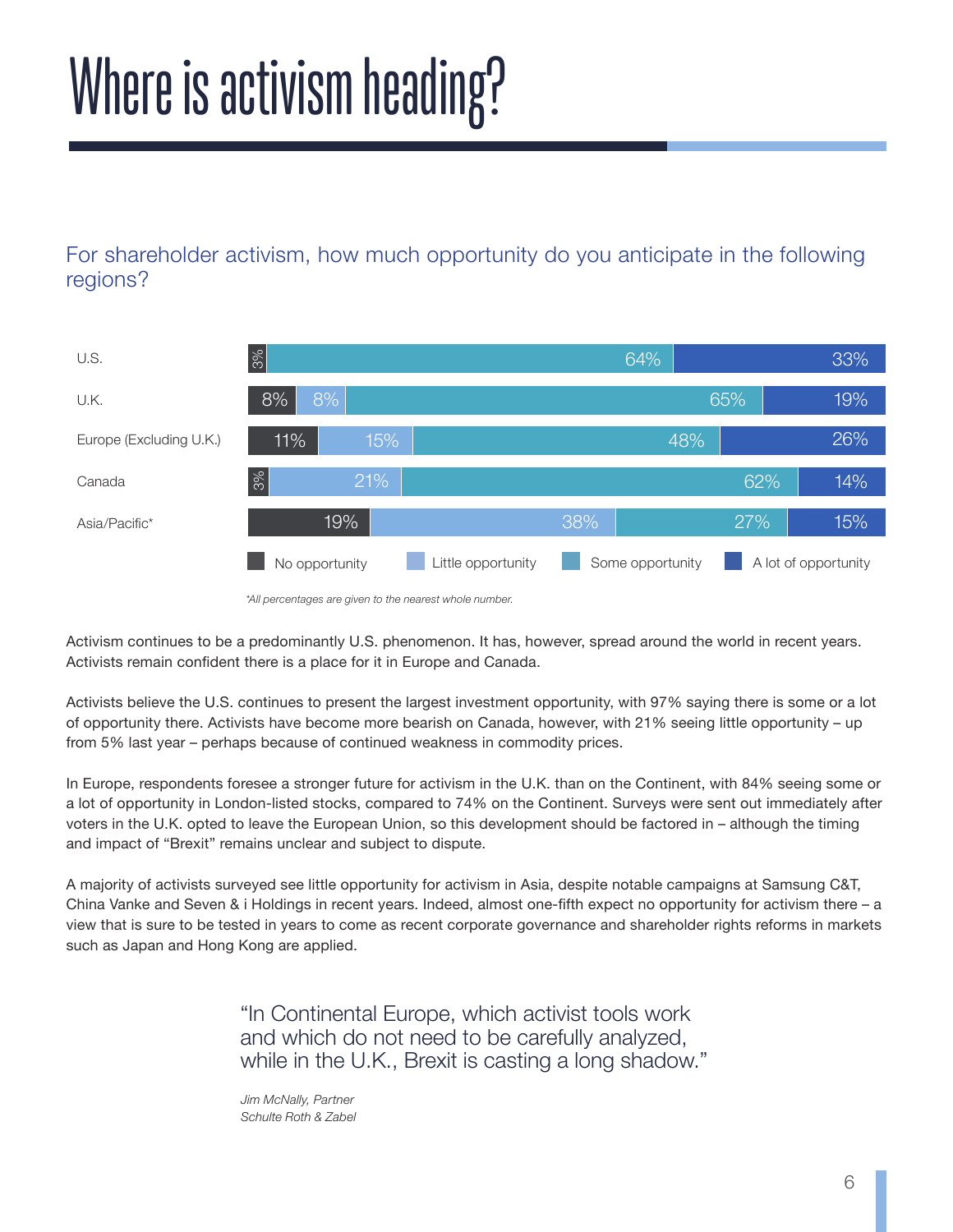# Where is activism heading?

## For shareholder activism, how much opportunity do you anticipate in the following regions?

| Region | No opportunity | Little opportunity | Some opportunity | A lot of opportunity |
|---|---|---|---|---|
| U.S. | 3% | | 64% | 33% |
| U.K. | 8% | 8% | 65% | 19% |
| Europe (Excluding U.K.) | 11% | 15% | 48% | 26% |
| Canada | 3% | 21% | 62% | 14% |
| Asia/Pacific* | 19% | 38% | 27% | 15% |

*All percentages are given to the nearest whole number.*

Activism continues to be a predominantly U.S. phenomenon. It has, however, spread around the world in recent years. Activists remain confident there is a place for it in Europe and Canada.

Activists believe the U.S. continues to present the largest investment opportunity, with 97% saying there is some or a lot of opportunity there. Activists have become more bearish on Canada, however, with 21% seeing little opportunity – up from 5% last year – perhaps because of continued weakness in commodity prices.

In Europe, respondents foresee a stronger future for activism in the U.K. than on the Continent, with 84% seeing some or a lot of opportunity in London-listed stocks, compared to 74% on the Continent. Surveys were sent out immediately after voters in the U.K. opted to leave the European Union, so this development should be factored in – although the timing and impact of "Brexit" remains unclear and subject to dispute.

A majority of activists surveyed see little opportunity for activism in Asia, despite notable campaigns at Samsung C&T, China Vanke and Seven & i Holdings in recent years. Indeed, almost one-fifth expect no opportunity for activism there – a view that is sure to be tested in years to come as recent corporate governance and shareholder rights reforms in markets such as Japan and Hong Kong are applied.

> "In Continental Europe, which activist tools work and which do not need to be carefully analyzed, while in the U.K., Brexit is casting a long shadow."
>
> *Jim McNally, Partner*
> *Schulte Roth & Zabel*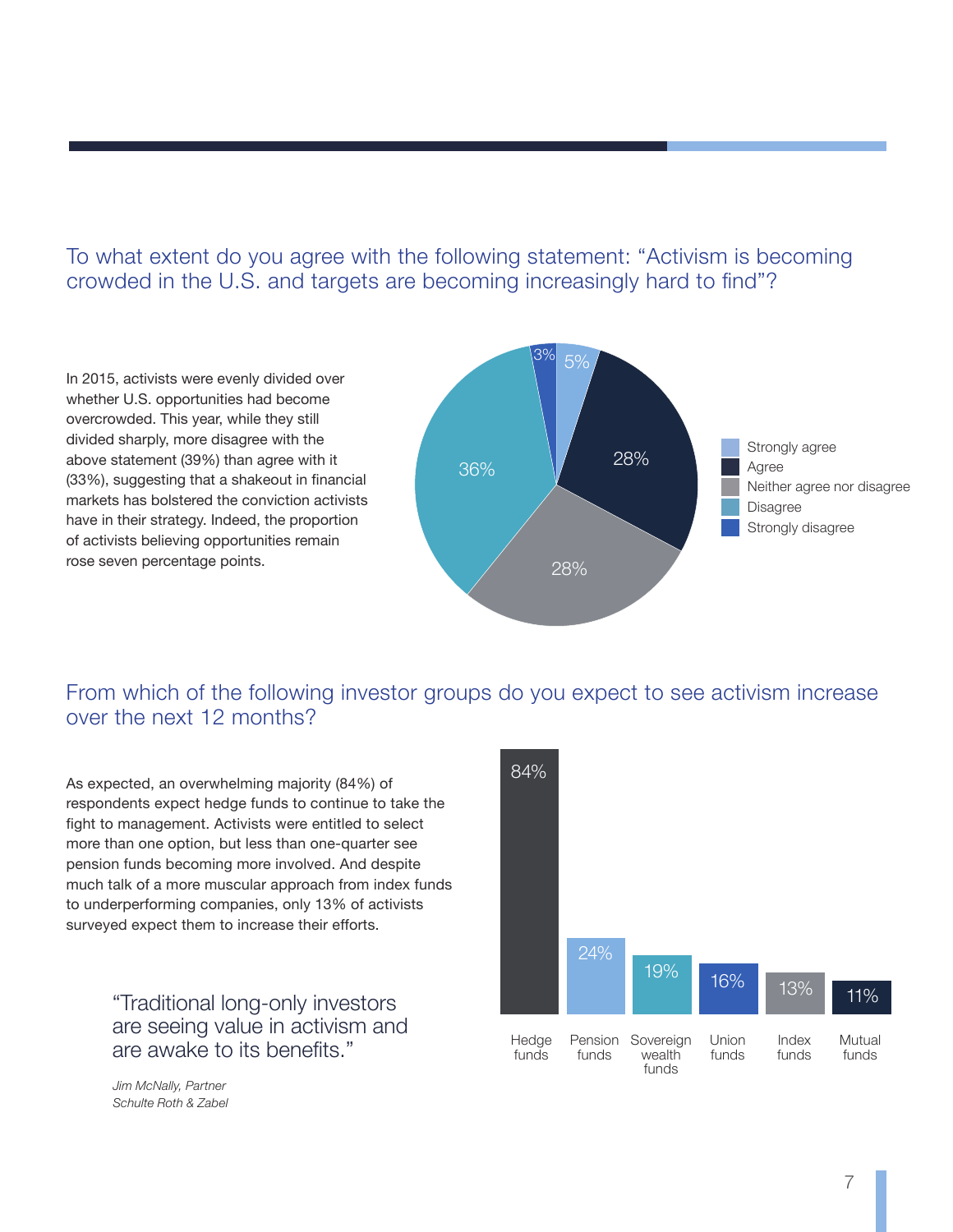## To what extent do you agree with the following statement: "Activism is becoming crowded in the U.S. and targets are becoming increasingly hard to find"?

In 2015, activists were evenly divided over whether U.S. opportunities had become overcrowded. This year, while they still divided sharply, more disagree with the above statement (39%) than agree with it (33%), suggesting that a shakeout in financial markets has bolstered the conviction activists have in their strategy. Indeed, the proportion of activists believing opportunities remain rose seven percentage points.

| Response | % |
| --- | --- |
| Strongly agree | 5% |
| Agree | 28% |
| Neither agree nor disagree | 28% |
| Disagree | 36% |
| Strongly disagree | 3% |

## From which of the following investor groups do you expect to see activism increase over the next 12 months?

As expected, an overwhelming majority (84%) of respondents expect hedge funds to continue to take the fight to management. Activists were entitled to select more than one option, but less than one-quarter see pension funds becoming more involved. And despite much talk of a more muscular approach from index funds to underperforming companies, only 13% of activists surveyed expect them to increase their efforts.

> "Traditional long-only investors are seeing value in activism and are awake to its benefits."
>
> *Jim McNally, Partner*
> *Schulte Roth & Zabel*

| Investor group | % |
| --- | --- |
| Hedge funds | 84% |
| Pension funds | 24% |
| Sovereign wealth funds | 19% |
| Union funds | 16% |
| Index funds | 13% |
| Mutual funds | 11% |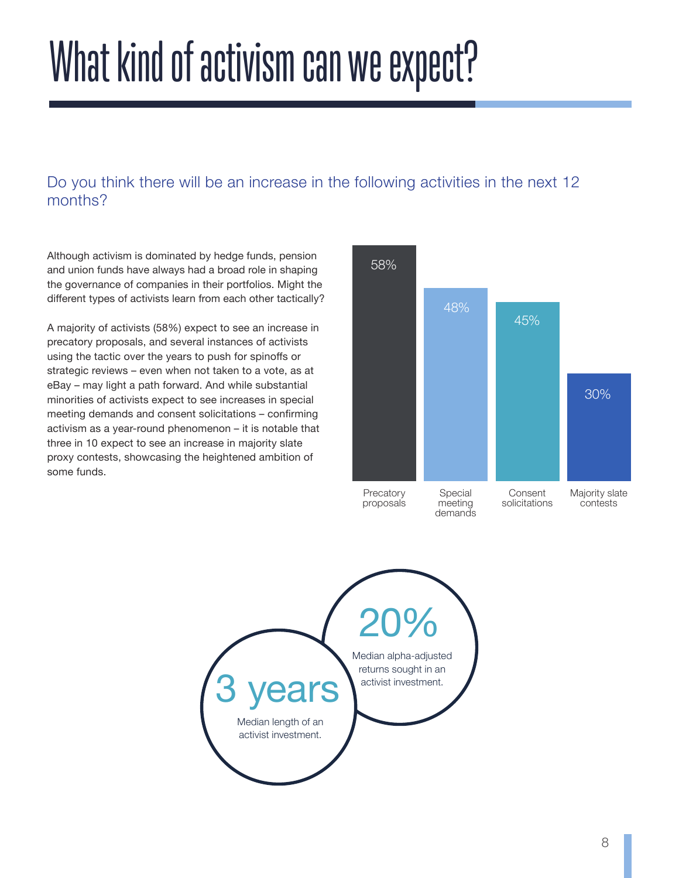# What kind of activism can we expect?

## Do you think there will be an increase in the following activities in the next 12 months?

Although activism is dominated by hedge funds, pension and union funds have always had a broad role in shaping the governance of companies in their portfolios. Might the different types of activists learn from each other tactically?

A majority of activists (58%) expect to see an increase in precatory proposals, and several instances of activists using the tactic over the years to push for spinoffs or strategic reviews – even when not taken to a vote, as at eBay – may light a path forward. And while substantial minorities of activists expect to see increases in special meeting demands and consent solicitations – confirming activism as a year-round phenomenon – it is notable that three in 10 expect to see an increase in majority slate proxy contests, showcasing the heightened ambition of some funds.

| Activity | % |
| --- | --- |
| Precatory proposals | 58% |
| Special meeting demands | 48% |
| Consent solicitations | 45% |
| Majority slate contests | 30% |

**20%**
Median alpha-adjusted returns sought in an activist investment.

**3 years**
Median length of an activist investment.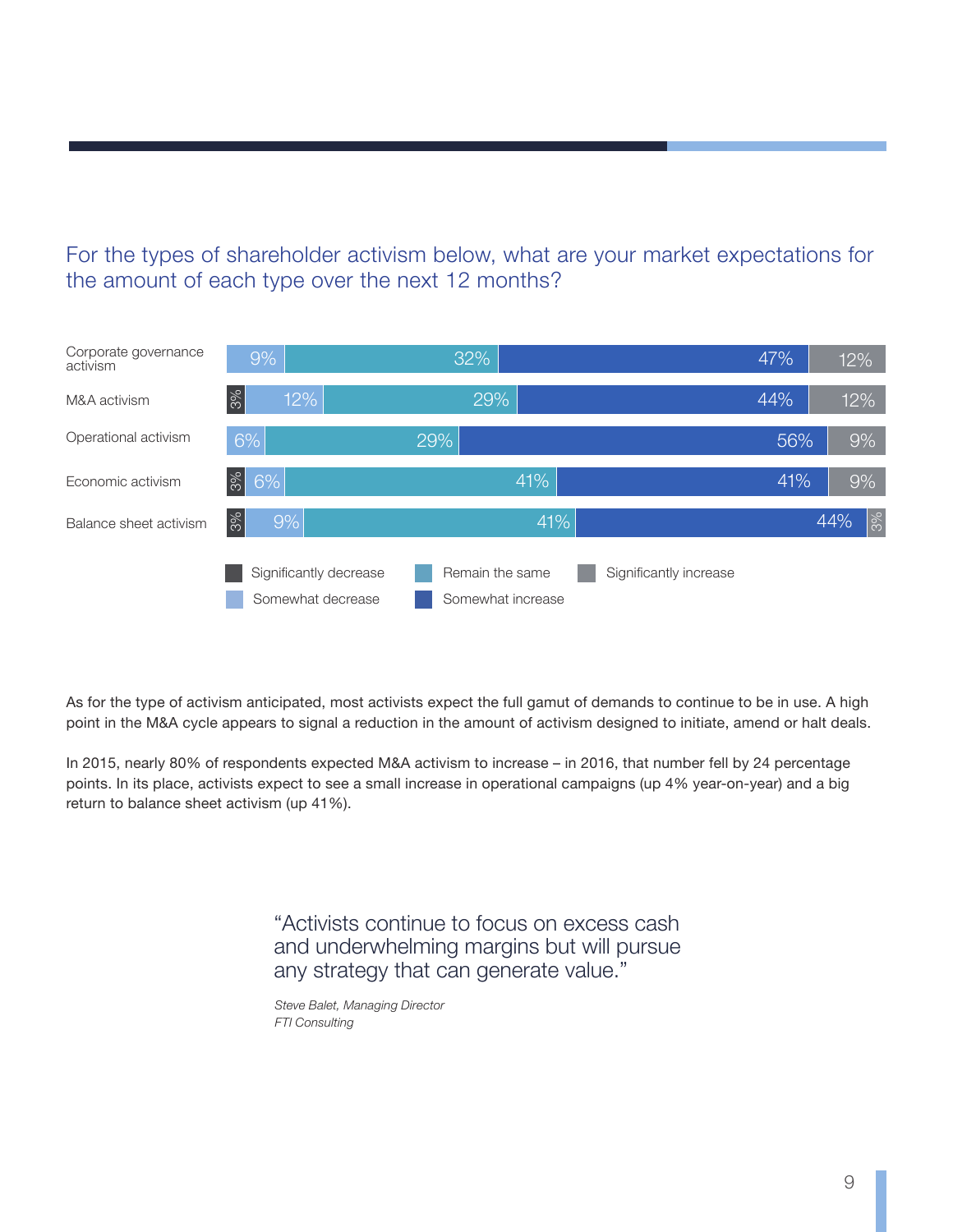## For the types of shareholder activism below, what are your market expectations for the amount of each type over the next 12 months?

| | Significantly decrease | Somewhat decrease | Remain the same | Somewhat increase | Significantly increase |
|---|---|---|---|---|---|
| Corporate governance activism | | 9% | 32% | 47% | 12% |
| M&A activism | 3% | 12% | 29% | 44% | 12% |
| Operational activism | | 6% | 29% | 56% | 9% |
| Economic activism | 3% | 6% | 41% | 41% | 9% |
| Balance sheet activism | 3% | 9% | 41% | 44% | 3% |

As for the type of activism anticipated, most activists expect the full gamut of demands to continue to be in use. A high point in the M&A cycle appears to signal a reduction in the amount of activism designed to initiate, amend or halt deals.

In 2015, nearly 80% of respondents expected M&A activism to increase – in 2016, that number fell by 24 percentage points. In its place, activists expect to see a small increase in operational campaigns (up 4% year-on-year) and a big return to balance sheet activism (up 41%).

> "Activists continue to focus on excess cash and underwhelming margins but will pursue any strategy that can generate value."
>
> *Steve Balet, Managing Director*
> *FTI Consulting*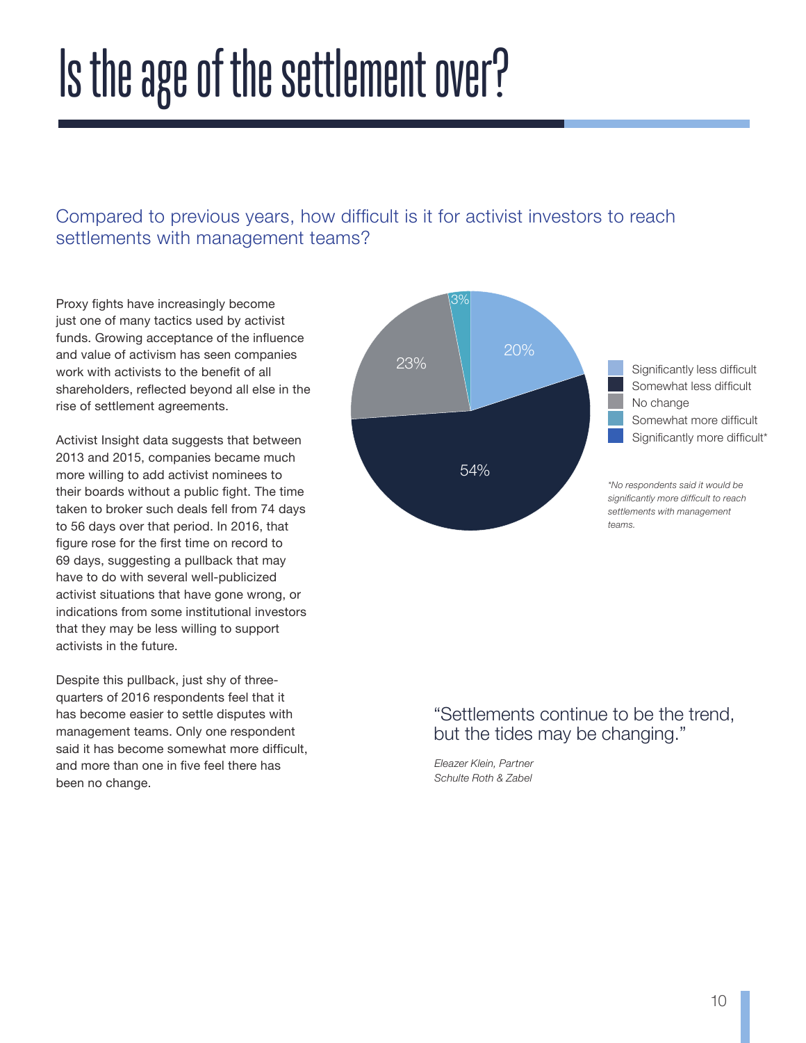# Is the age of the settlement over?

## Compared to previous years, how difficult is it for activist investors to reach settlements with management teams?

Proxy fights have increasingly become just one of many tactics used by activist funds. Growing acceptance of the influence and value of activism has seen companies work with activists to the benefit of all shareholders, reflected beyond all else in the rise of settlement agreements.

Activist Insight data suggests that between 2013 and 2015, companies became much more willing to add activist nominees to their boards without a public fight. The time taken to broker such deals fell from 74 days to 56 days over that period. In 2016, that figure rose for the first time on record to 69 days, suggesting a pullback that may have to do with several well-publicized activist situations that have gone wrong, or indications from some institutional investors that they may be less willing to support activists in the future.

Despite this pullback, just shy of three-quarters of 2016 respondents feel that it has become easier to settle disputes with management teams. Only one respondent said it has become somewhat more difficult, and more than one in five feel there has been no change.

| Response | % |
| --- | --- |
| Significantly less difficult | 20% |
| Somewhat less difficult | 54% |
| No change | 23% |
| Somewhat more difficult | 3% |
| Significantly more difficult* | |

*\*No respondents said it would be significantly more difficult to reach settlements with management teams.*

> "Settlements continue to be the trend, but the tides may be changing."
>
> *Eleazer Klein, Partner*
> *Schulte Roth & Zabel*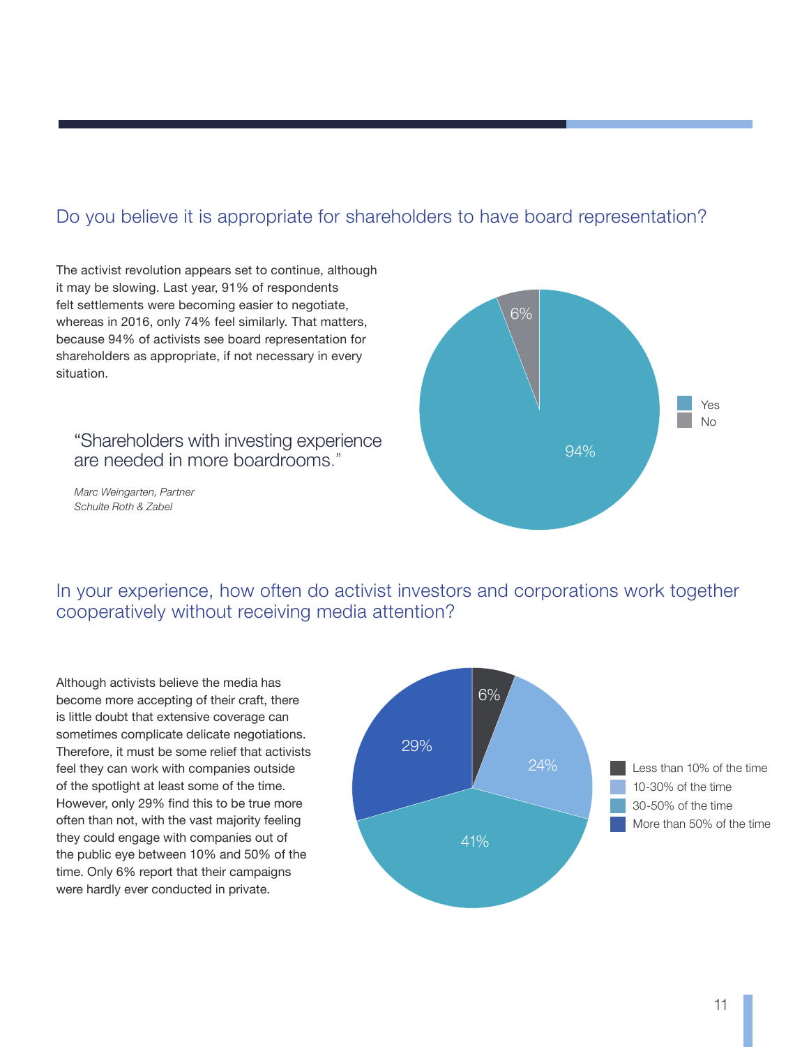## Do you believe it is appropriate for shareholders to have board representation?

The activist revolution appears set to continue, although it may be slowing. Last year, 91% of respondents felt settlements were becoming easier to negotiate, whereas in 2016, only 74% feel similarly. That matters, because 94% of activists see board representation for shareholders as appropriate, if not necessary in every situation.

> "Shareholders with investing experience are needed in more boardrooms."
>
> *Marc Weingarten, Partner*
> *Schulte Roth & Zabel*

| Response | Percentage |
|---|---|
| Yes | 94% |
| No | 6% |

## In your experience, how often do activist investors and corporations work together cooperatively without receiving media attention?

Although activists believe the media has become more accepting of their craft, there is little doubt that extensive coverage can sometimes complicate delicate negotiations. Therefore, it must be some relief that activists feel they can work with companies outside of the spotlight at least some of the time. However, only 29% find this to be true more often than not, with the vast majority feeling they could engage with companies out of the public eye between 10% and 50% of the time. Only 6% report that their campaigns were hardly ever conducted in private.

| Response | Percentage |
|---|---|
| Less than 10% of the time | 6% |
| 10-30% of the time | 24% |
| 30-50% of the time | 41% |
| More than 50% of the time | 29% |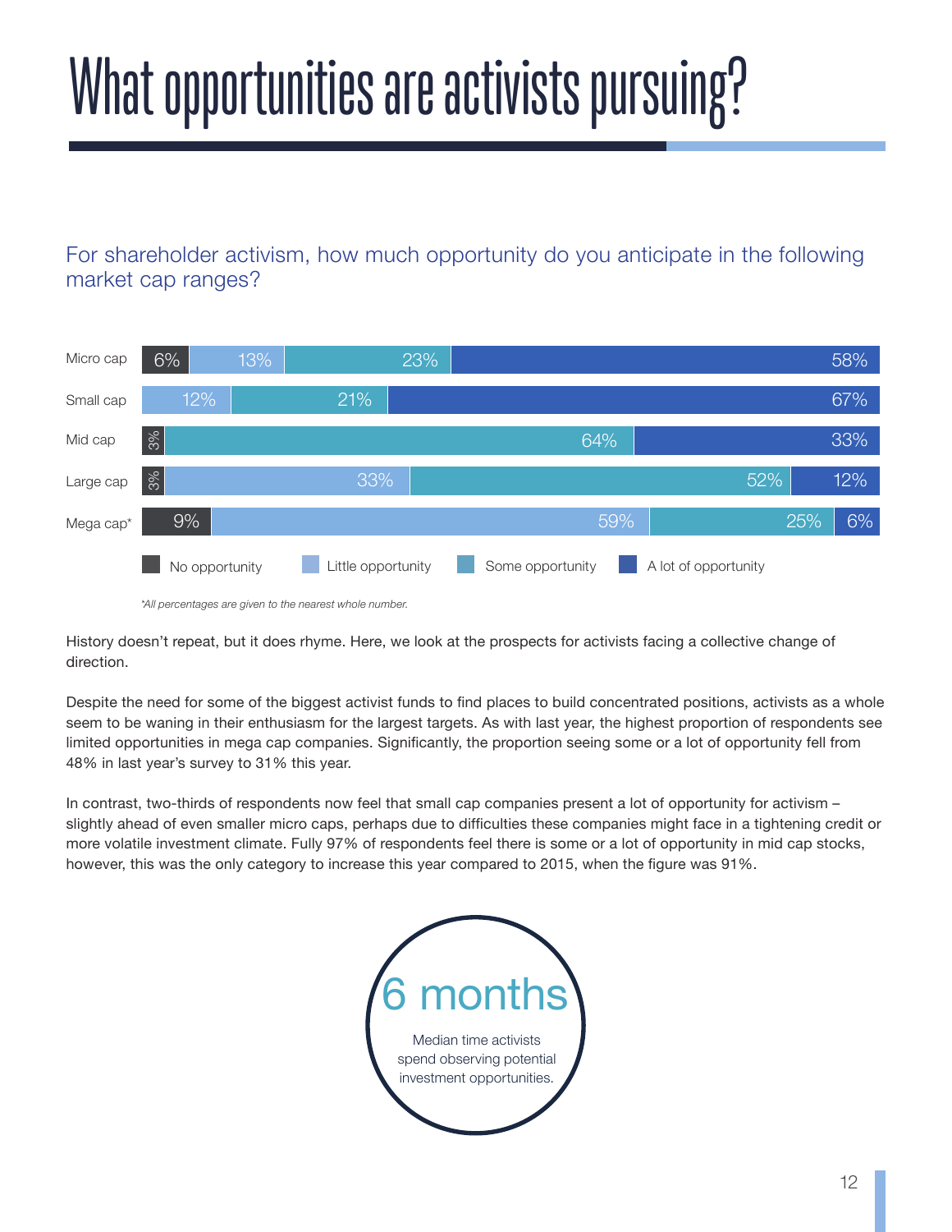# What opportunities are activists pursuing?

## For shareholder activism, how much opportunity do you anticipate in the following market cap ranges?

| | No opportunity | Little opportunity | Some opportunity | A lot of opportunity |
|---|---|---|---|---|
| Micro cap | 6% | 13% | 23% | 58% |
| Small cap | | 12% | 21% | 67% |
| Mid cap | 3% | | 64% | 33% |
| Large cap | 3% | 33% | 52% | 12% |
| Mega cap* | 9% | 59% | 25% | 6% |

*All percentages are given to the nearest whole number.*

History doesn't repeat, but it does rhyme. Here, we look at the prospects for activists facing a collective change of direction.

Despite the need for some of the biggest activist funds to find places to build concentrated positions, activists as a whole seem to be waning in their enthusiasm for the largest targets. As with last year, the highest proportion of respondents see limited opportunities in mega cap companies. Significantly, the proportion seeing some or a lot of opportunity fell from 48% in last year's survey to 31% this year.

In contrast, two-thirds of respondents now feel that small cap companies present a lot of opportunity for activism – slightly ahead of even smaller micro caps, perhaps due to difficulties these companies might face in a tightening credit or more volatile investment climate. Fully 97% of respondents feel there is some or a lot of opportunity in mid cap stocks, however, this was the only category to increase this year compared to 2015, when the figure was 91%.

**6 months**

Median time activists spend observing potential investment opportunities.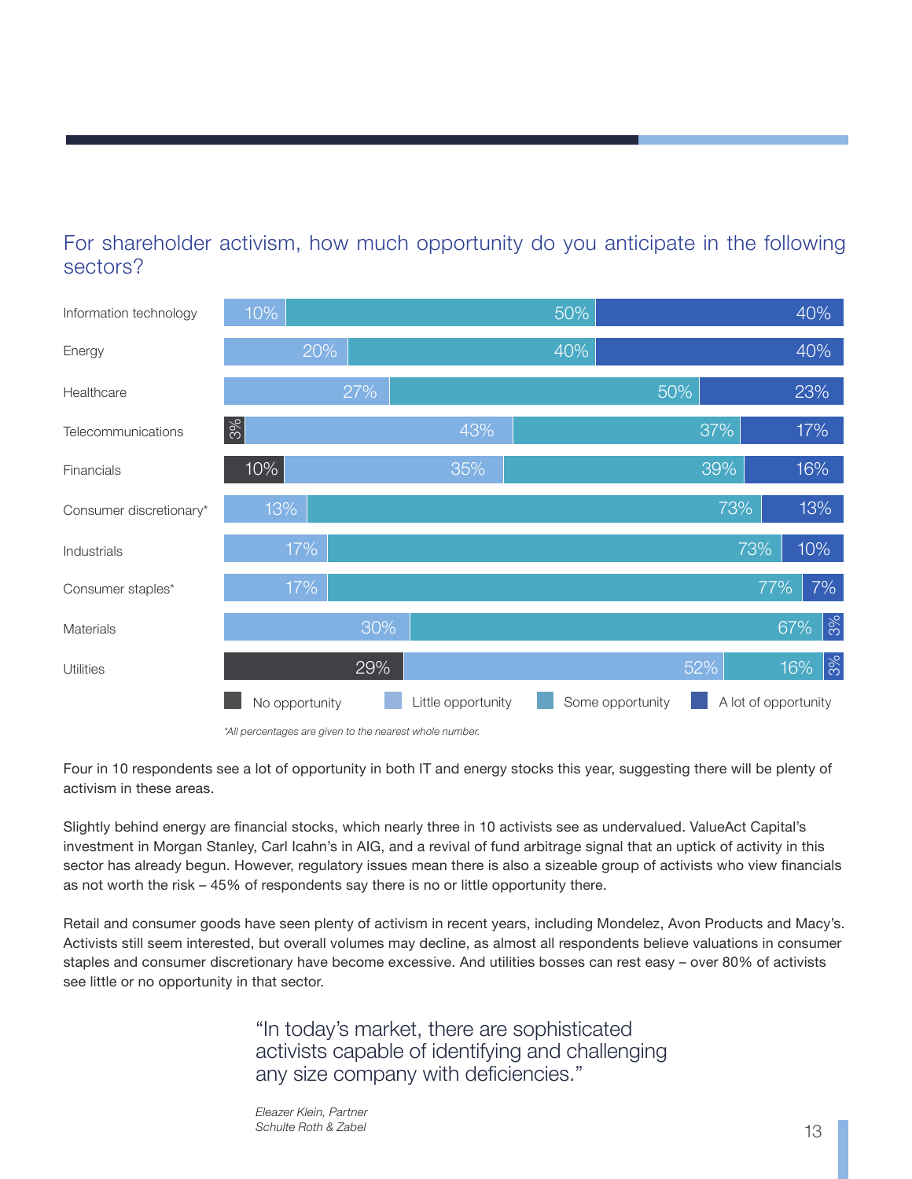## For shareholder activism, how much opportunity do you anticipate in the following sectors?

| Sector | No opportunity | Little opportunity | Some opportunity | A lot of opportunity |
|---|---|---|---|---|
| Information technology | | 10% | 50% | 40% |
| Energy | | 20% | 40% | 40% |
| Healthcare | | 27% | 50% | 23% |
| Telecommunications | 3% | 43% | 37% | 17% |
| Financials | 10% | 35% | 39% | 16% |
| Consumer discretionary* | | 13% | 73% | 13% |
| Industrials | | 17% | 73% | 10% |
| Consumer staples* | | 17% | 77% | 7% |
| Materials | | 30% | 67% | 3% |
| Utilities | 29% | 52% | 16% | 3% |

*All percentages are given to the nearest whole number.*

Four in 10 respondents see a lot of opportunity in both IT and energy stocks this year, suggesting there will be plenty of activism in these areas.

Slightly behind energy are financial stocks, which nearly three in 10 activists see as undervalued. ValueAct Capital's investment in Morgan Stanley, Carl Icahn's in AIG, and a revival of fund arbitrage signal that an uptick of activity in this sector has already begun. However, regulatory issues mean there is also a sizeable group of activists who view financials as not worth the risk – 45% of respondents say there is no or little opportunity there.

Retail and consumer goods have seen plenty of activism in recent years, including Mondelez, Avon Products and Macy's. Activists still seem interested, but overall volumes may decline, as almost all respondents believe valuations in consumer staples and consumer discretionary have become excessive. And utilities bosses can rest easy – over 80% of activists see little or no opportunity in that sector.

> "In today's market, there are sophisticated activists capable of identifying and challenging any size company with deficiencies."
>
> *Eleazer Klein, Partner*
> *Schulte Roth & Zabel*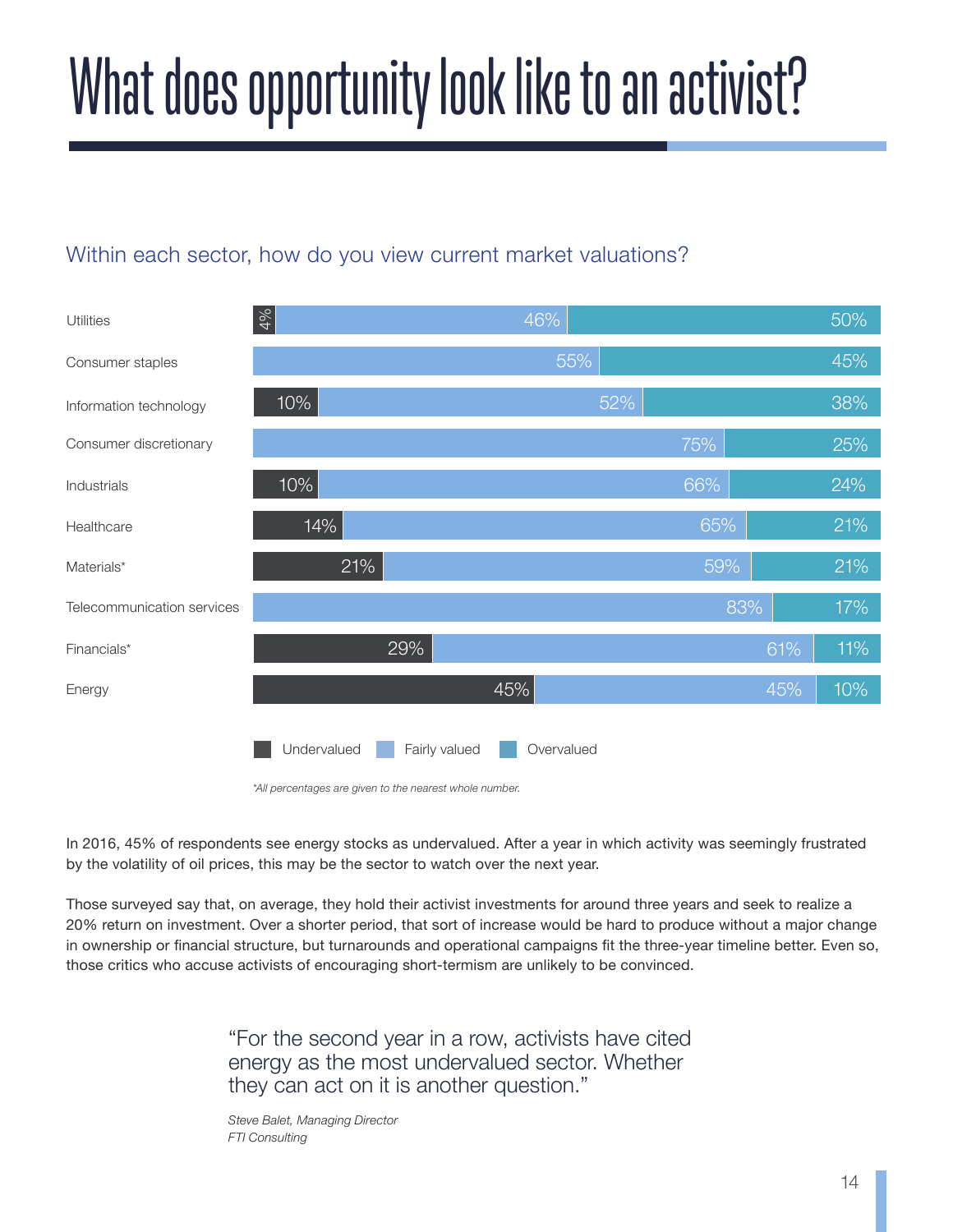# What does opportunity look like to an activist?

## Within each sector, how do you view current market valuations?

| Sector | Undervalued | Fairly valued | Overvalued |
|---|---|---|---|
| Utilities | 4% | 46% | 50% |
| Consumer staples | | 55% | 45% |
| Information technology | 10% | 52% | 38% |
| Consumer discretionary | | 75% | 25% |
| Industrials | 10% | 66% | 24% |
| Healthcare | 14% | 65% | 21% |
| Materials* | 21% | 59% | 21% |
| Telecommunication services | | 83% | 17% |
| Financials* | 29% | 61% | 11% |
| Energy | 45% | 45% | 10% |

*\*All percentages are given to the nearest whole number.*

In 2016, 45% of respondents see energy stocks as undervalued. After a year in which activity was seemingly frustrated by the volatility of oil prices, this may be the sector to watch over the next year.

Those surveyed say that, on average, they hold their activist investments for around three years and seek to realize a 20% return on investment. Over a shorter period, that sort of increase would be hard to produce without a major change in ownership or financial structure, but turnarounds and operational campaigns fit the three-year timeline better. Even so, those critics who accuse activists of encouraging short-termism are unlikely to be convinced.

> "For the second year in a row, activists have cited energy as the most undervalued sector. Whether they can act on it is another question."
>
> *Steve Balet, Managing Director*
> *FTI Consulting*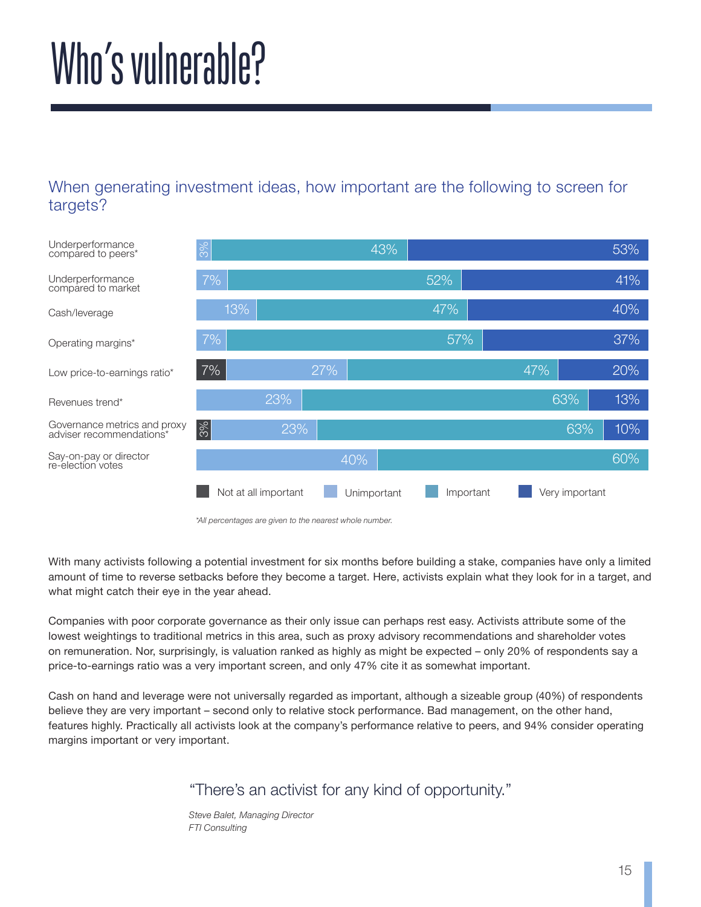# Who's vulnerable?

## When generating investment ideas, how important are the following to screen for targets?

| | Not at all important | Unimportant | Important | Very important |
|---|---|---|---|---|
| Underperformance compared to peers* | | 3% | 43% | 53% |
| Underperformance compared to market | | 7% | 52% | 41% |
| Cash/leverage | | 13% | 47% | 40% |
| Operating margins* | | 7% | 57% | 37% |
| Low price-to-earnings ratio* | 7% | 27% | 47% | 20% |
| Revenues trend* | | 23% | 63% | 13% |
| Governance metrics and proxy adviser recommendations* | 3% | 23% | 63% | 10% |
| Say-on-pay or director re-election votes | | 40% | 60% | |

*All percentages are given to the nearest whole number.*

With many activists following a potential investment for six months before building a stake, companies have only a limited amount of time to reverse setbacks before they become a target. Here, activists explain what they look for in a target, and what might catch their eye in the year ahead.

Companies with poor corporate governance as their only issue can perhaps rest easy. Activists attribute some of the lowest weightings to traditional metrics in this area, such as proxy advisory recommendations and shareholder votes on remuneration. Nor, surprisingly, is valuation ranked as highly as might be expected – only 20% of respondents say a price-to-earnings ratio was a very important screen, and only 47% cite it as somewhat important.

Cash on hand and leverage were not universally regarded as important, although a sizeable group (40%) of respondents believe they are very important – second only to relative stock performance. Bad management, on the other hand, features highly. Practically all activists look at the company's performance relative to peers, and 94% consider operating margins important or very important.

> "There's an activist for any kind of opportunity."
>
> *Steve Balet, Managing Director*
> *FTI Consulting*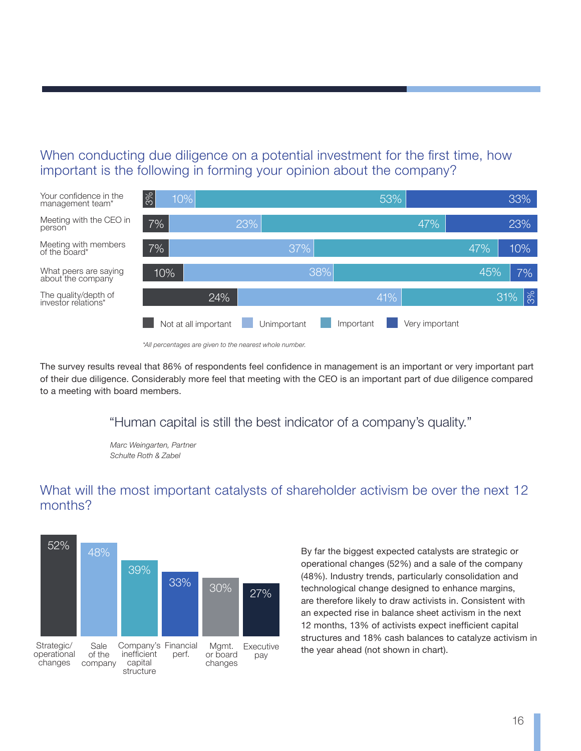## When conducting due diligence on a potential investment for the first time, how important is the following in forming your opinion about the company?

| | Not at all important | Unimportant | Important | Very important |
|---|---|---|---|---|
| Your confidence in the management team* | 3% | 10% | 53% | 33% |
| Meeting with the CEO in person | 7% | 23% | 47% | 23% |
| Meeting with members of the board* | 7% | 37% | 47% | 10% |
| What peers are saying about the company | 10% | 38% | 45% | 7% |
| The quality/depth of investor relations* | 24% | 41% | 31% | 3% |

*\*All percentages are given to the nearest whole number.*

The survey results reveal that 86% of respondents feel confidence in management is an important or very important part of their due diligence. Considerably more feel that meeting with the CEO is an important part of due diligence compared to a meeting with board members.

> "Human capital is still the best indicator of a company's quality."
>
> *Marc Weingarten, Partner*
> *Schulte Roth & Zabel*

## What will the most important catalysts of shareholder activism be over the next 12 months?

| Catalyst | % |
|---|---|
| Strategic/operational changes | 52% |
| Sale of the company | 48% |
| Company's inefficient capital structure | 39% |
| Financial perf. | 33% |
| Mgmt. or board changes | 30% |
| Executive pay | 27% |

By far the biggest expected catalysts are strategic or operational changes (52%) and a sale of the company (48%). Industry trends, particularly consolidation and technological change designed to enhance margins, are therefore likely to draw activists in. Consistent with an expected rise in balance sheet activism in the next 12 months, 13% of activists expect inefficient capital structures and 18% cash balances to catalyze activism in the year ahead (not shown in chart).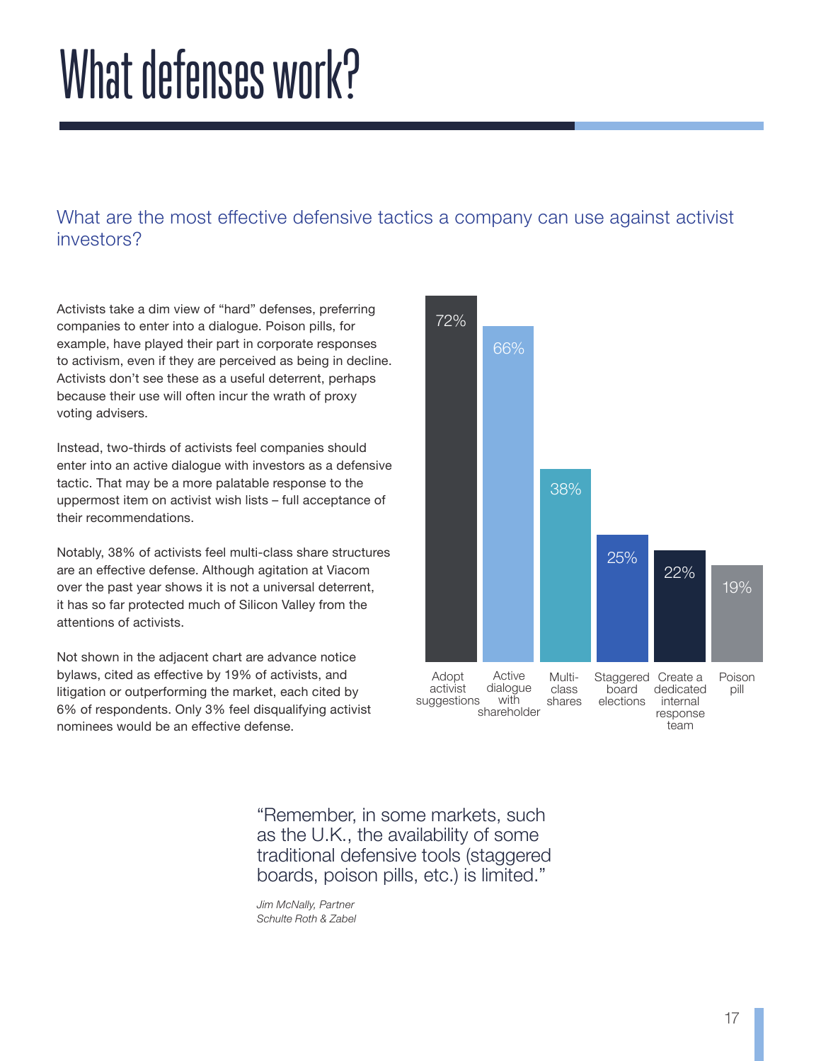# What defenses work?

## What are the most effective defensive tactics a company can use against activist investors?

Activists take a dim view of "hard" defenses, preferring companies to enter into a dialogue. Poison pills, for example, have played their part in corporate responses to activism, even if they are perceived as being in decline. Activists don't see these as a useful deterrent, perhaps because their use will often incur the wrath of proxy voting advisers.

Instead, two-thirds of activists feel companies should enter into an active dialogue with investors as a defensive tactic. That may be a more palatable response to the uppermost item on activist wish lists – full acceptance of their recommendations.

Notably, 38% of activists feel multi-class share structures are an effective defense. Although agitation at Viacom over the past year shows it is not a universal deterrent, it has so far protected much of Silicon Valley from the attentions of activists.

Not shown in the adjacent chart are advance notice bylaws, cited as effective by 19% of activists, and litigation or outperforming the market, each cited by 6% of respondents. Only 3% feel disqualifying activist nominees would be an effective defense.

| Tactic | Percentage |
|---|---|
| Adopt activist suggestions | 72% |
| Active dialogue with shareholder | 66% |
| Multi-class shares | 38% |
| Staggered board elections | 25% |
| Create a dedicated internal response team | 22% |
| Poison pill | 19% |

"Remember, in some markets, such as the U.K., the availability of some traditional defensive tools (staggered boards, poison pills, etc.) is limited."

*Jim McNally, Partner*
*Schulte Roth & Zabel*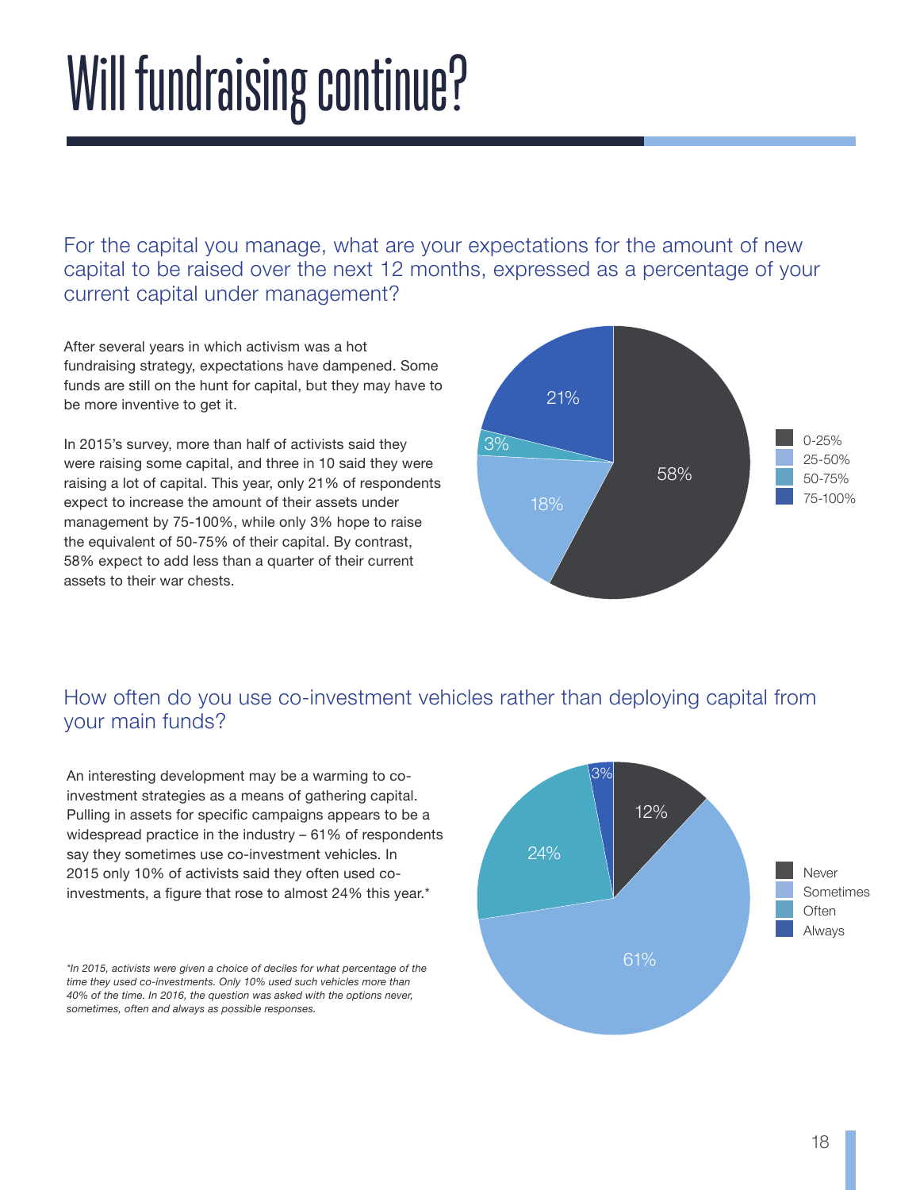# Will fundraising continue?

## For the capital you manage, what are your expectations for the amount of new capital to be raised over the next 12 months, expressed as a percentage of your current capital under management?

After several years in which activism was a hot fundraising strategy, expectations have dampened. Some funds are still on the hunt for capital, but they may have to be more inventive to get it.

In 2015's survey, more than half of activists said they were raising some capital, and three in 10 said they were raising a lot of capital. This year, only 21% of respondents expect to increase the amount of their assets under management by 75-100%, while only 3% hope to raise the equivalent of 50-75% of their capital. By contrast, 58% expect to add less than a quarter of their current assets to their war chests.

| Expected new capital | % |
| --- | --- |
| 0-25% | 58% |
| 25-50% | 18% |
| 50-75% | 3% |
| 75-100% | 21% |

## How often do you use co-investment vehicles rather than deploying capital from your main funds?

An interesting development may be a warming to co-investment strategies as a means of gathering capital. Pulling in assets for specific campaigns appears to be a widespread practice in the industry – 61% of respondents say they sometimes use co-investment vehicles. In 2015 only 10% of activists said they often used co-investments, a figure that rose to almost 24% this year.*

| Frequency | % |
| --- | --- |
| Never | 12% |
| Sometimes | 61% |
| Often | 24% |
| Always | 3% |

*\*In 2015, activists were given a choice of deciles for what percentage of the time they used co-investments. Only 10% used such vehicles more than 40% of the time. In 2016, the question was asked with the options never, sometimes, often and always as possible responses.*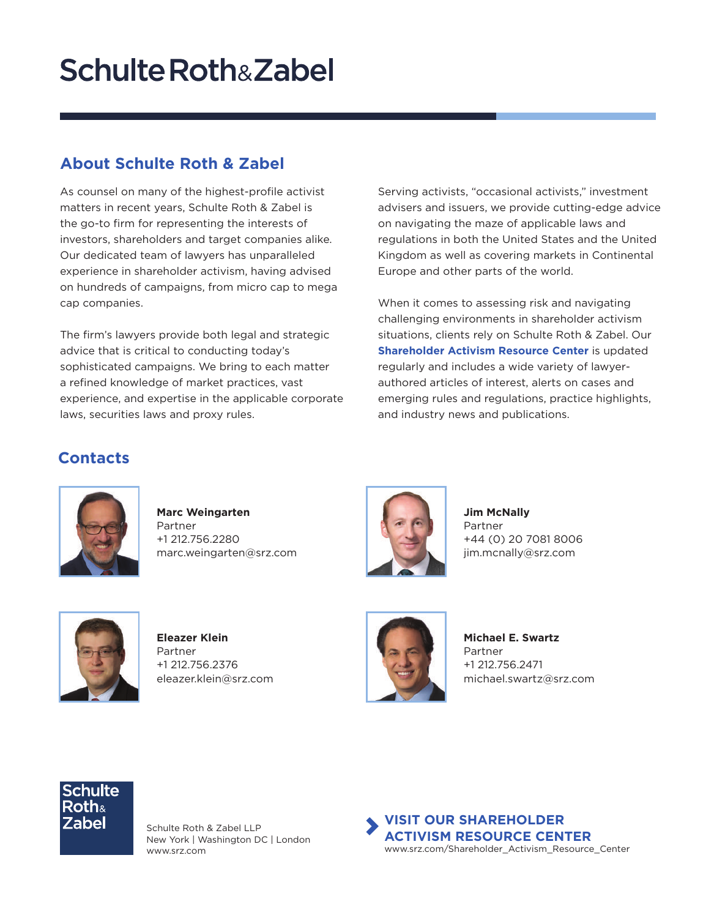# Schulte Roth & Zabel

## About Schulte Roth & Zabel

As counsel on many of the highest-profile activist matters in recent years, Schulte Roth & Zabel is the go-to firm for representing the interests of investors, shareholders and target companies alike. Our dedicated team of lawyers has unparalleled experience in shareholder activism, having advised on hundreds of campaigns, from micro cap to mega cap companies.

The firm's lawyers provide both legal and strategic advice that is critical to conducting today's sophisticated campaigns. We bring to each matter a refined knowledge of market practices, vast experience, and expertise in the applicable corporate laws, securities laws and proxy rules.

Serving activists, "occasional activists," investment advisers and issuers, we provide cutting-edge advice on navigating the maze of applicable laws and regulations in both the United States and the United Kingdom as well as covering markets in Continental Europe and other parts of the world.

When it comes to assessing risk and navigating challenging environments in shareholder activism situations, clients rely on Schulte Roth & Zabel. Our **Shareholder Activism Resource Center** is updated regularly and includes a wide variety of lawyer-authored articles of interest, alerts on cases and emerging rules and regulations, practice highlights, and industry news and publications.

## Contacts

**Marc Weingarten**
Partner
+1 212.756.2280
marc.weingarten@srz.com

**Jim McNally**
Partner
+44 (0) 20 7081 8006
jim.mcnally@srz.com

**Eleazer Klein**
Partner
+1 212.756.2376
eleazer.klein@srz.com

**Michael E. Swartz**
Partner
+1 212.756.2471
michael.swartz@srz.com

Schulte Roth & Zabel LLP
New York | Washington DC | London
www.srz.com

**VISIT OUR SHAREHOLDER ACTIVISM RESOURCE CENTER**
www.srz.com/Shareholder_Activism_Resource_Center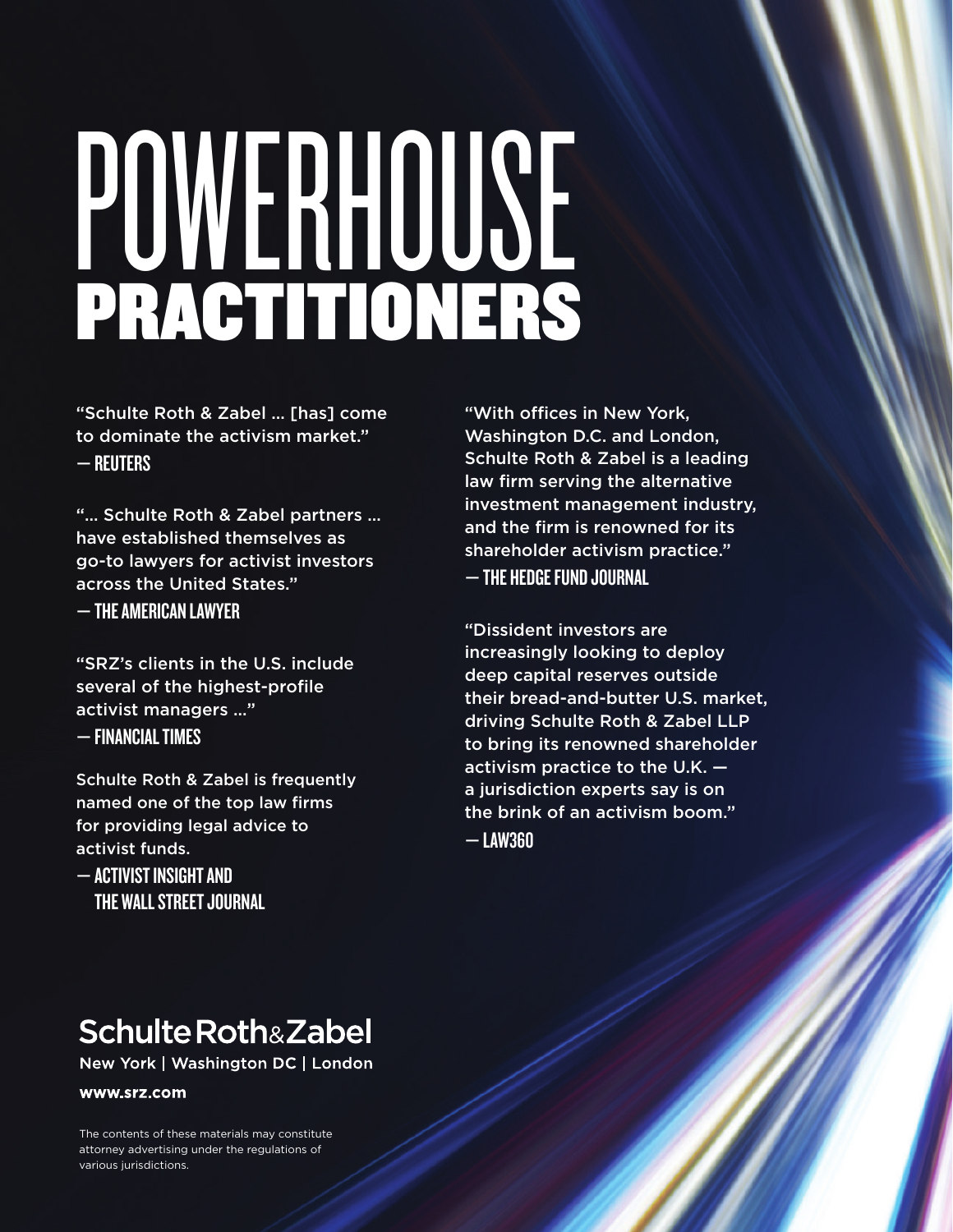# POWERHOUSE PRACTITIONERS

"Schulte Roth & Zabel ... [has] come to dominate the activism market."
— **REUTERS**

"... Schulte Roth & Zabel partners ... have established themselves as go-to lawyers for activist investors across the United States."
— **THE AMERICAN LAWYER**

"SRZ's clients in the U.S. include several of the highest-profile activist managers ..."
— **FINANCIAL TIMES**

Schulte Roth & Zabel is frequently named one of the top law firms for providing legal advice to activist funds.
— **ACTIVIST INSIGHT AND THE WALL STREET JOURNAL**

"With offices in New York, Washington D.C. and London, Schulte Roth & Zabel is a leading law firm serving the alternative investment management industry, and the firm is renowned for its shareholder activism practice."
— **THE HEDGE FUND JOURNAL**

"Dissident investors are increasingly looking to deploy deep capital reserves outside their bread-and-butter U.S. market, driving Schulte Roth & Zabel LLP to bring its renowned shareholder activism practice to the U.K. — a jurisdiction experts say is on the brink of an activism boom."
— **LAW360**

**Schulte Roth & Zabel**

New York | Washington DC | London

**www.srz.com**

The contents of these materials may constitute attorney advertising under the regulations of various jurisdictions.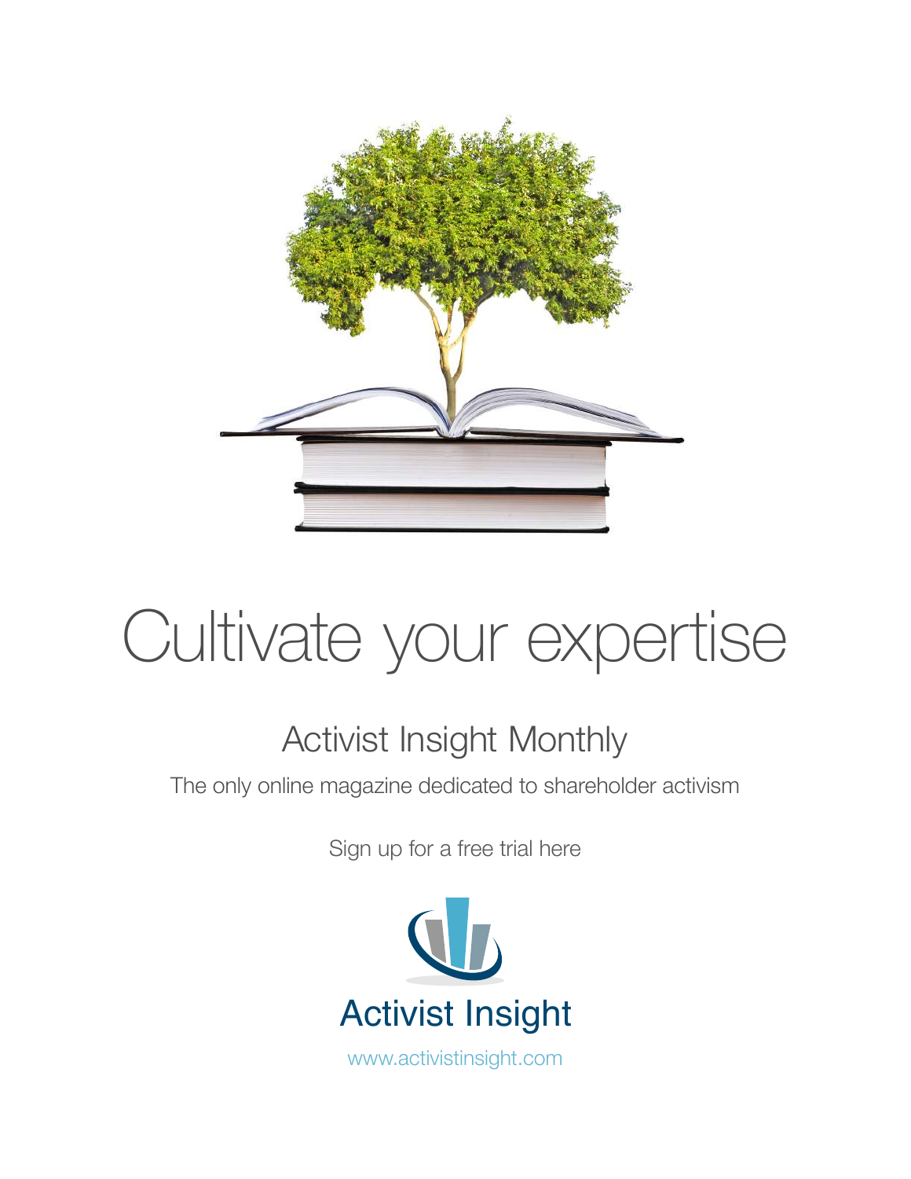# Cultivate your expertise

## Activist Insight Monthly

The only online magazine dedicated to shareholder activism

Sign up for a free trial here

Activist Insight

www.activistinsight.com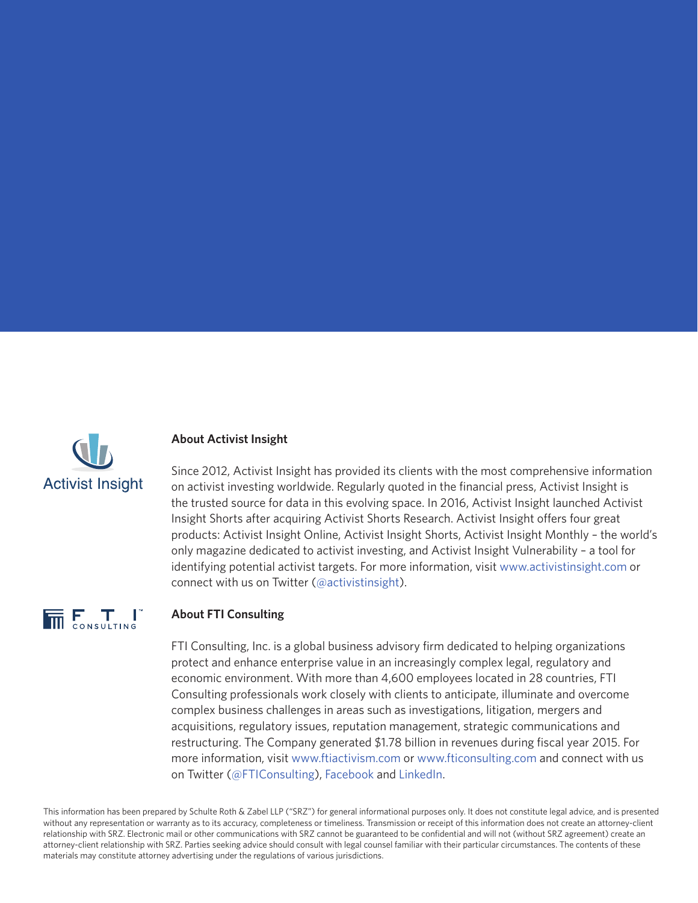## About Activist Insight

Since 2012, Activist Insight has provided its clients with the most comprehensive information on activist investing worldwide. Regularly quoted in the financial press, Activist Insight is the trusted source for data in this evolving space. In 2016, Activist Insight launched Activist Insight Shorts after acquiring Activist Shorts Research. Activist Insight offers four great products: Activist Insight Online, Activist Insight Shorts, Activist Insight Monthly – the world's only magazine dedicated to activist investing, and Activist Insight Vulnerability – a tool for identifying potential activist targets. For more information, visit www.activistinsight.com or connect with us on Twitter (@activistinsight).

## About FTI Consulting

FTI Consulting, Inc. is a global business advisory firm dedicated to helping organizations protect and enhance enterprise value in an increasingly complex legal, regulatory and economic environment. With more than 4,600 employees located in 28 countries, FTI Consulting professionals work closely with clients to anticipate, illuminate and overcome complex business challenges in areas such as investigations, litigation, mergers and acquisitions, regulatory issues, reputation management, strategic communications and restructuring. The Company generated $1.78 billion in revenues during fiscal year 2015. For more information, visit www.ftiactivism.com or www.fticonsulting.com and connect with us on Twitter (@FTIConsulting), Facebook and LinkedIn.

This information has been prepared by Schulte Roth & Zabel LLP ("SRZ") for general informational purposes only. It does not constitute legal advice, and is presented without any representation or warranty as to its accuracy, completeness or timeliness. Transmission or receipt of this information does not create an attorney-client relationship with SRZ. Electronic mail or other communications with SRZ cannot be guaranteed to be confidential and will not (without SRZ agreement) create an attorney-client relationship with SRZ. Parties seeking advice should consult with legal counsel familiar with their particular circumstances. The contents of these materials may constitute attorney advertising under the regulations of various jurisdictions.